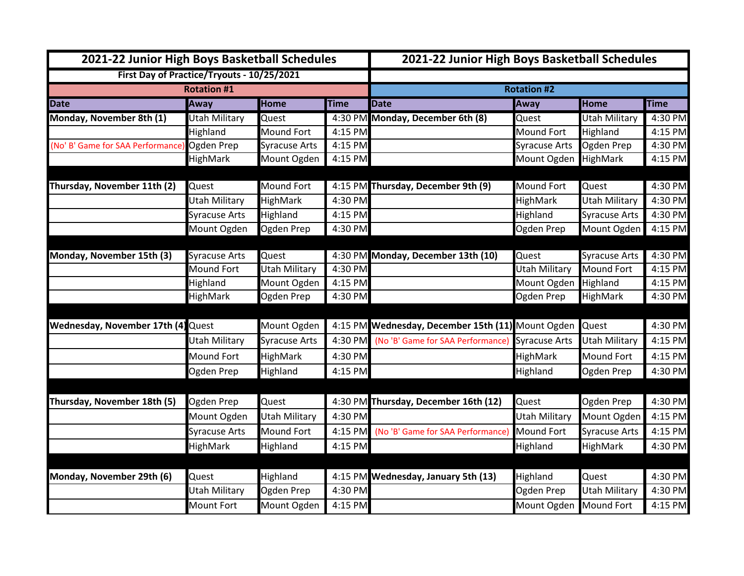## 2021-22 Junior High Boys Basketball Schedules

First Day of Practice/Tryouts - 10/25/2021

### Rotation #1

| Date | Away | Home | Time |
|---|---|---|---|
| **Monday, November 8th (1)** | Utah Military | Quest | 4:30 PM |
| | Highland | Mound Fort | 4:15 PM |
| (No' B' Game for SAA Performance) | Ogden Prep | Syracuse Arts | 4:15 PM |
| | HighMark | Mount Ogden | 4:15 PM |
| | | | |
| **Thursday, November 11th (2)** | Quest | Mound Fort | 4:15 PM |
| | Utah Military | HighMark | 4:30 PM |
| | Syracuse Arts | Highland | 4:15 PM |
| | Mount Ogden | Ogden Prep | 4:30 PM |
| | | | |
| **Monday, November 15th (3)** | Syracuse Arts | Quest | 4:30 PM |
| | Mound Fort | Utah Military | 4:30 PM |
| | Highland | Mount Ogden | 4:15 PM |
| | HighMark | Ogden Prep | 4:30 PM |
| | | | |
| **Wednesday, November 17th (4)** | Quest | Mount Ogden | 4:15 PM |
| | Utah Military | Syracuse Arts | 4:30 PM |
| | Mound Fort | HighMark | 4:30 PM |
| | Ogden Prep | Highland | 4:15 PM |
| | | | |
| **Thursday, November 18th (5)** | Ogden Prep | Quest | 4:30 PM |
| | Mount Ogden | Utah Military | 4:30 PM |
| | Syracuse Arts | Mound Fort | 4:15 PM |
| | HighMark | Highland | 4:15 PM |
| | | | |
| **Monday, November 29th (6)** | Quest | Highland | 4:15 PM |
| | Utah Military | Ogden Prep | 4:30 PM |
| | Mount Fort | Mount Ogden | 4:15 PM |

## 2021-22 Junior High Boys Basketball Schedules

### Rotation #2

| Date | Away | Home | Time |
|---|---|---|---|
| **Monday, December 6th (8)** | Quest | Utah Military | 4:30 PM |
| | Mound Fort | Highland | 4:15 PM |
| | Syracuse Arts | Ogden Prep | 4:30 PM |
| | Mount Ogden | HighMark | 4:15 PM |
| | | | |
| **Thursday, December 9th (9)** | Mound Fort | Quest | 4:30 PM |
| | HighMark | Utah Military | 4:30 PM |
| | Highland | Syracuse Arts | 4:30 PM |
| | Ogden Prep | Mount Ogden | 4:15 PM |
| | | | |
| **Monday, December 13th (10)** | Quest | Syracuse Arts | 4:30 PM |
| | Utah Military | Mound Fort | 4:15 PM |
| | Mount Ogden | Highland | 4:15 PM |
| | Ogden Prep | HighMark | 4:30 PM |
| | | | |
| **Wednesday, December 15th (11)** | Mount Ogden | Quest | 4:30 PM |
| (No 'B' Game for SAA Performance) | Syracuse Arts | Utah Military | 4:15 PM |
| | HighMark | Mound Fort | 4:15 PM |
| | Highland | Ogden Prep | 4:30 PM |
| | | | |
| **Thursday, December 16th (12)** | Quest | Ogden Prep | 4:30 PM |
| | Utah Military | Mount Ogden | 4:15 PM |
| (No 'B' Game for SAA Performance) | Mound Fort | Syracuse Arts | 4:15 PM |
| | Highland | HighMark | 4:30 PM |
| | | | |
| **Wednesday, January 5th (13)** | Highland | Quest | 4:30 PM |
| | Ogden Prep | Utah Military | 4:30 PM |
| | Mount Ogden | Mound Fort | 4:15 PM |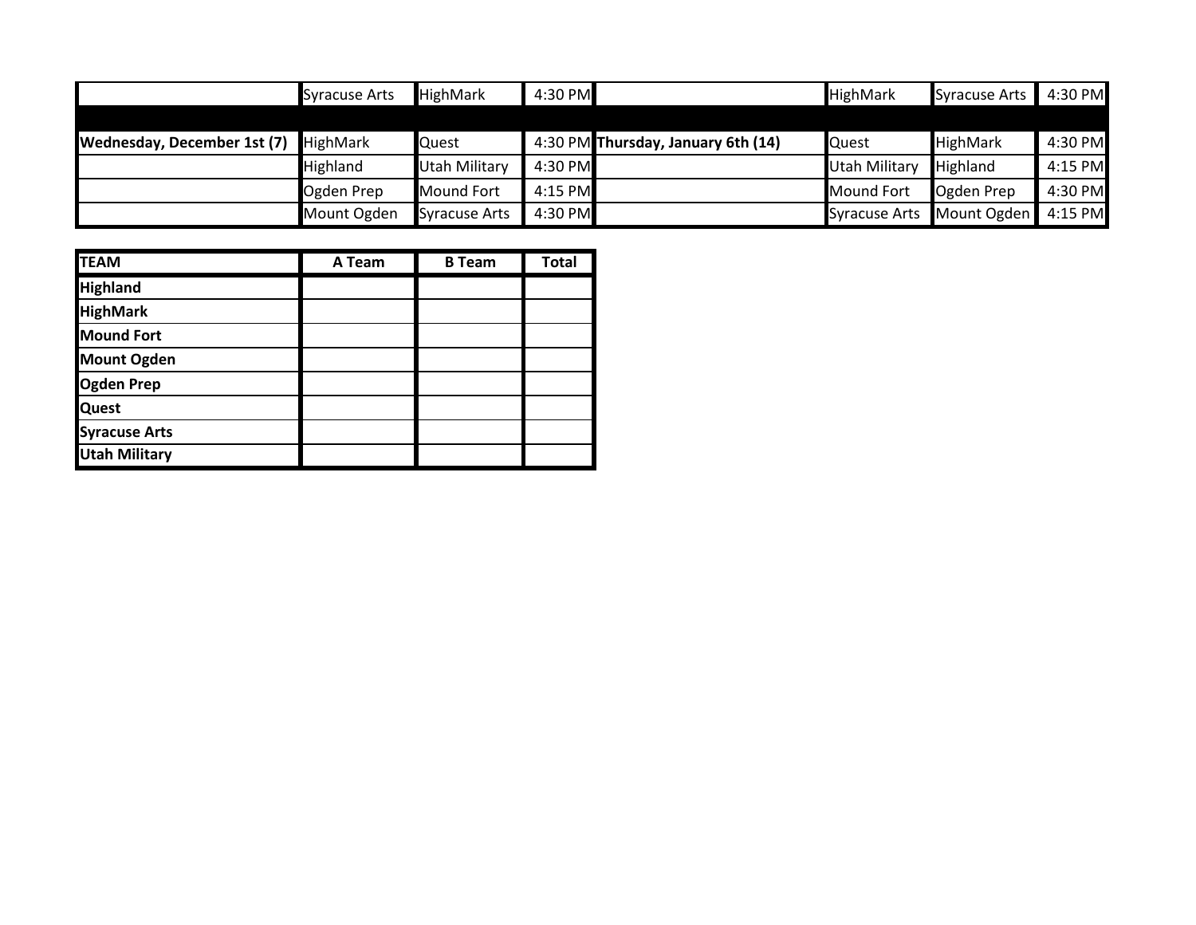| | | | | | | | |
|---|---|---|---|---|---|---|---|
| | Syracuse Arts | HighMark | 4:30 PM | | HighMark | Syracuse Arts | 4:30 PM |
| | | | | | | | |
| **Wednesday, December 1st (7)** | HighMark | Quest | 4:30 PM | **Thursday, January 6th (14)** | Quest | HighMark | 4:30 PM |
| | Highland | Utah Military | 4:30 PM | | Utah Military | Highland | 4:15 PM |
| | Ogden Prep | Mound Fort | 4:15 PM | | Mound Fort | Ogden Prep | 4:30 PM |
| | Mount Ogden | Syracuse Arts | 4:30 PM | | Syracuse Arts | Mount Ogden | 4:15 PM |

| **TEAM** | **A Team** | **B Team** | **Total** |
|---|---|---|---|
| **Highland** | | | |
| **HighMark** | | | |
| **Mound Fort** | | | |
| **Mount Ogden** | | | |
| **Ogden Prep** | | | |
| **Quest** | | | |
| **Syracuse Arts** | | | |
| **Utah Military** | | | |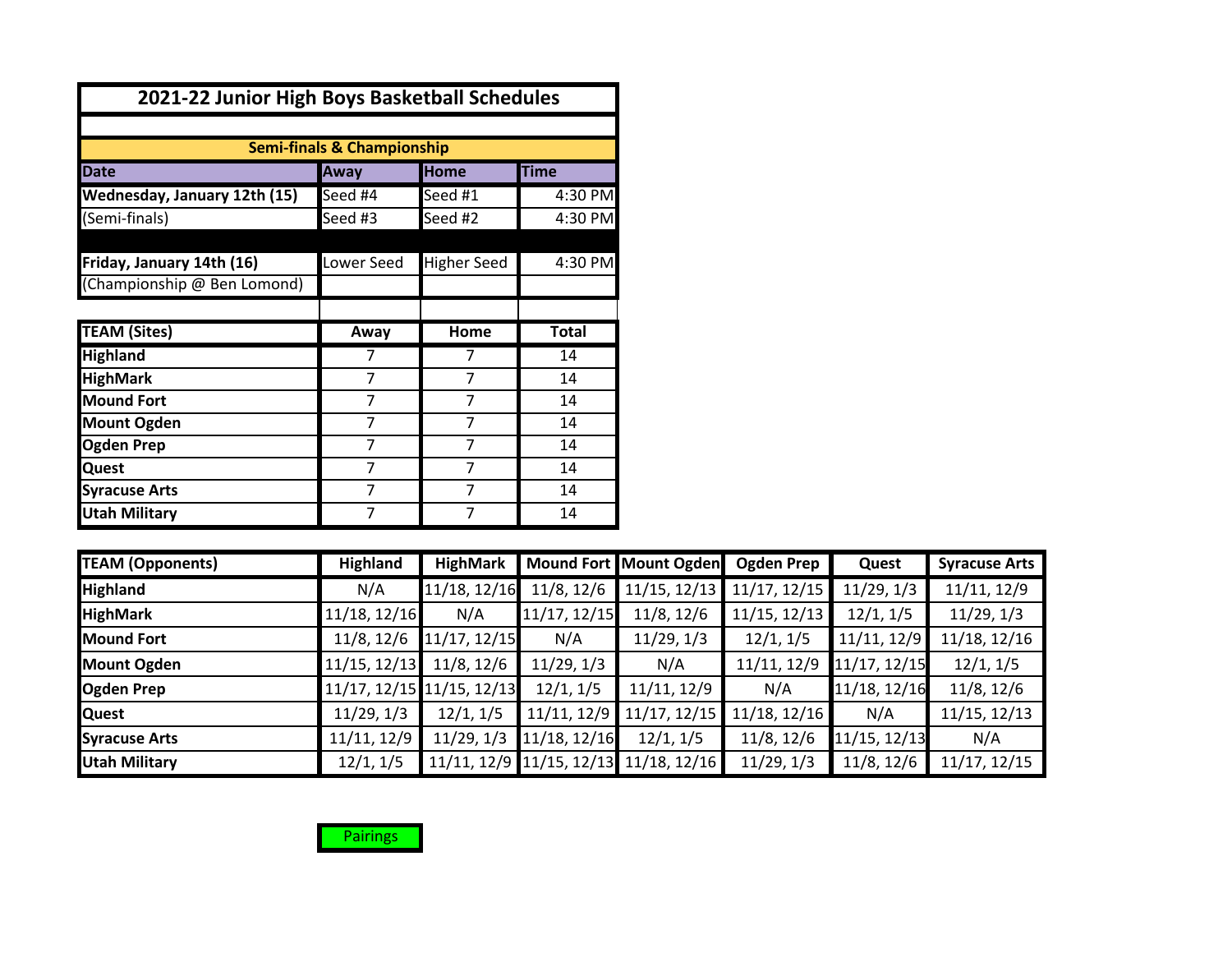# 2021-22 Junior High Boys Basketball Schedules

| Semi-finals & Championship | | | |
|---|---|---|---|
| **Date** | **Away** | **Home** | **Time** |
| **Wednesday, January 12th (15)** | Seed #4 | Seed #1 | 4:30 PM |
| (Semi-finals) | Seed #3 | Seed #2 | 4:30 PM |
| **Friday, January 14th (16)** | Lower Seed | Higher Seed | 4:30 PM |
| (Championship @ Ben Lomond) | | | |

| TEAM (Sites) | Away | Home | Total |
|---|---|---|---|
| **Highland** | 7 | 7 | 14 |
| **HighMark** | 7 | 7 | 14 |
| **Mound Fort** | 7 | 7 | 14 |
| **Mount Ogden** | 7 | 7 | 14 |
| **Ogden Prep** | 7 | 7 | 14 |
| **Quest** | 7 | 7 | 14 |
| **Syracuse Arts** | 7 | 7 | 14 |
| **Utah Military** | 7 | 7 | 14 |

| TEAM (Opponents) | Highland | HighMark | Mound Fort | Mount Ogden | Ogden Prep | Quest | Syracuse Arts |
|---|---|---|---|---|---|---|---|
| **Highland** | N/A | 11/18, 12/16 | 11/8, 12/6 | 11/15, 12/13 | 11/17, 12/15 | 11/29, 1/3 | 11/11, 12/9 |
| **HighMark** | 11/18, 12/16 | N/A | 11/17, 12/15 | 11/8, 12/6 | 11/15, 12/13 | 12/1, 1/5 | 11/29, 1/3 |
| **Mound Fort** | 11/8, 12/6 | 11/17, 12/15 | N/A | 11/29, 1/3 | 12/1, 1/5 | 11/11, 12/9 | 11/18, 12/16 |
| **Mount Ogden** | 11/15, 12/13 | 11/8, 12/6 | 11/29, 1/3 | N/A | 11/11, 12/9 | 11/17, 12/15 | 12/1, 1/5 |
| **Ogden Prep** | 11/17, 12/15 | 11/15, 12/13 | 12/1, 1/5 | 11/11, 12/9 | N/A | 11/18, 12/16 | 11/8, 12/6 |
| **Quest** | 11/29, 1/3 | 12/1, 1/5 | 11/11, 12/9 | 11/17, 12/15 | 11/18, 12/16 | N/A | 11/15, 12/13 |
| **Syracuse Arts** | 11/11, 12/9 | 11/29, 1/3 | 11/18, 12/16 | 12/1, 1/5 | 11/8, 12/6 | 11/15, 12/13 | N/A |
| **Utah Military** | 12/1, 1/5 | 11/11, 12/9 | 11/15, 12/13 | 11/18, 12/16 | 11/29, 1/3 | 11/8, 12/6 | 11/17, 12/15 |

Pairings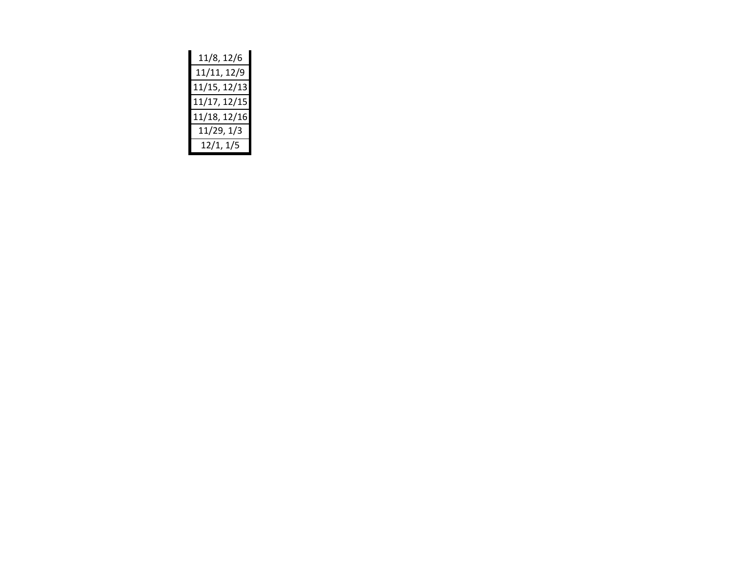| 11/8, 12/6 |
| --- |
| 11/11, 12/9 |
| 11/15, 12/13 |
| 11/17, 12/15 |
| 11/18, 12/16 |
| 11/29, 1/3 |
| 12/1, 1/5 |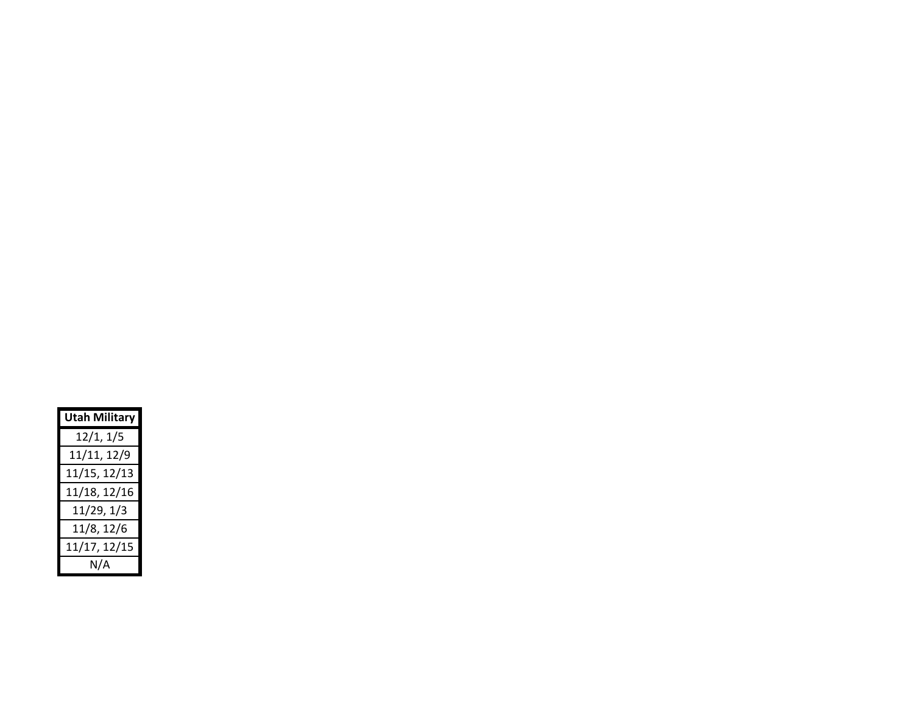| Utah Military |
|---|
| 12/1, 1/5 |
| 11/11, 12/9 |
| 11/15, 12/13 |
| 11/18, 12/16 |
| 11/29, 1/3 |
| 11/8, 12/6 |
| 11/17, 12/15 |
| N/A |